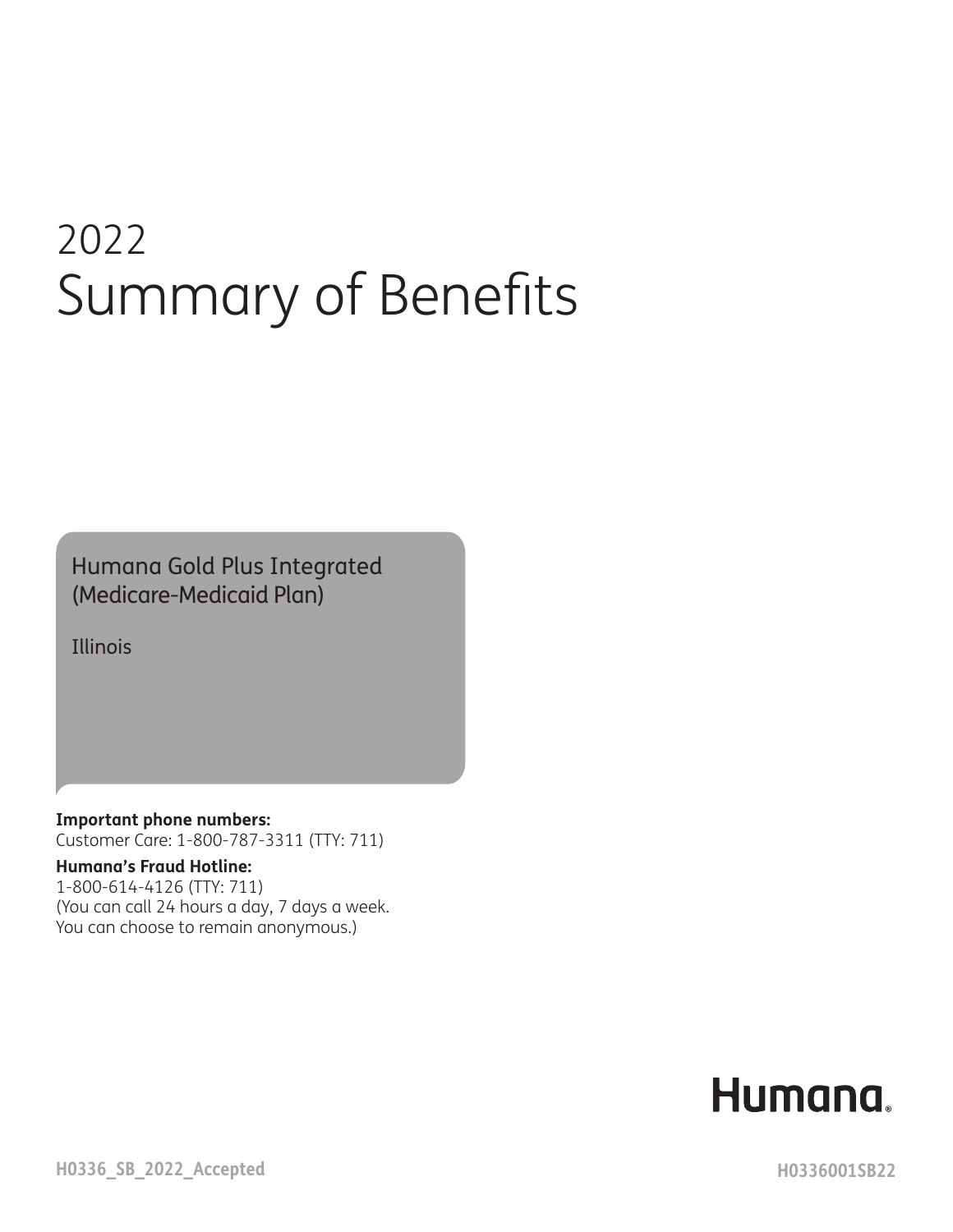# 2022 Summary of Benefits

Humana Gold Plus Integrated (Medicare-Medicaid Plan)

Illinois

**Important phone numbers:**
Customer Care: 1-800-787-3311 (TTY: 711)

**Humana's Fraud Hotline:**
1-800-614-4126 (TTY: 711)
(You can call 24 hours a day, 7 days a week. You can choose to remain anonymous.)

Humana.

H0336_SB_2022_Accepted

H0336001SB22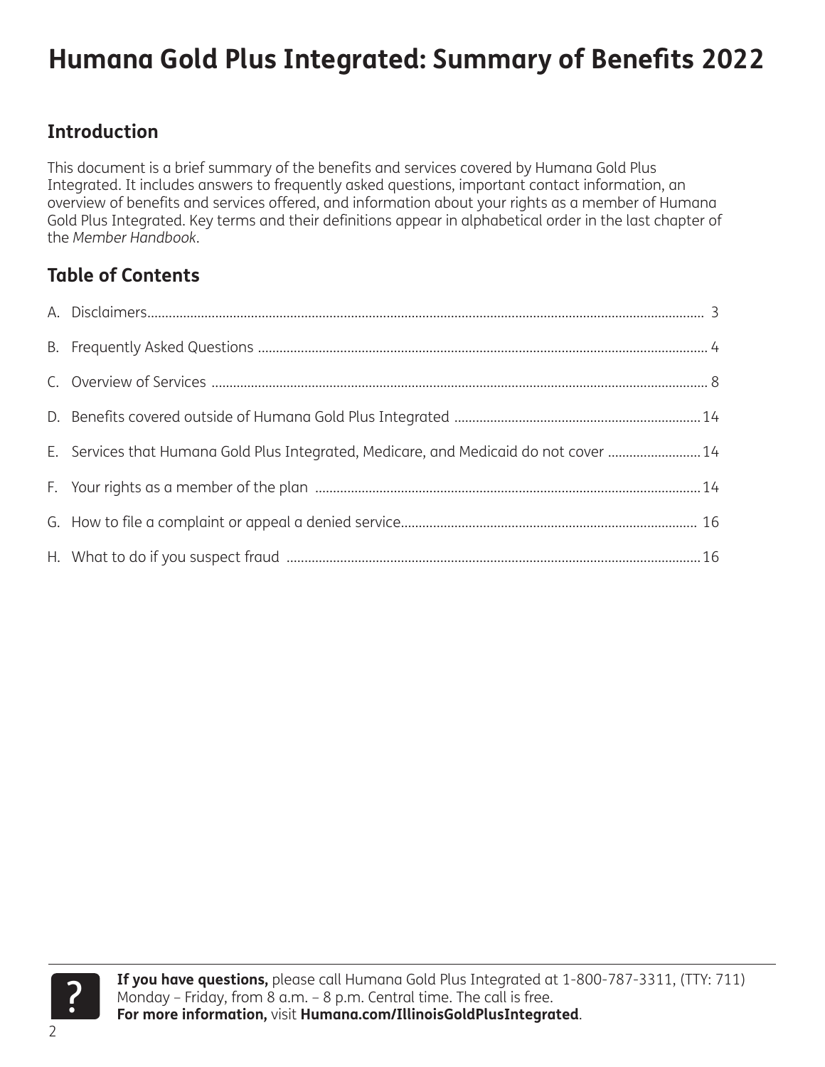# Humana Gold Plus Integrated: Summary of Benefits 2022

## Introduction

This document is a brief summary of the benefits and services covered by Humana Gold Plus Integrated. It includes answers to frequently asked questions, important contact information, an overview of benefits and services offered, and information about your rights as a member of Humana Gold Plus Integrated. Key terms and their definitions appear in alphabetical order in the last chapter of the *Member Handbook*.

## Table of Contents

A. Disclaimers .......... 3

B. Frequently Asked Questions .......... 4

C. Overview of Services .......... 8

D. Benefits covered outside of Humana Gold Plus Integrated .......... 14

E. Services that Humana Gold Plus Integrated, Medicare, and Medicaid do not cover .......... 14

F. Your rights as a member of the plan .......... 14

G. How to file a complaint or appeal a denied service .......... 16

H. What to do if you suspect fraud .......... 16

**If you have questions,** please call Humana Gold Plus Integrated at 1-800-787-3311, (TTY: 711) Monday – Friday, from 8 a.m. – 8 p.m. Central time. The call is free.
**For more information,** visit **Humana.com/IllinoisGoldPlusIntegrated**.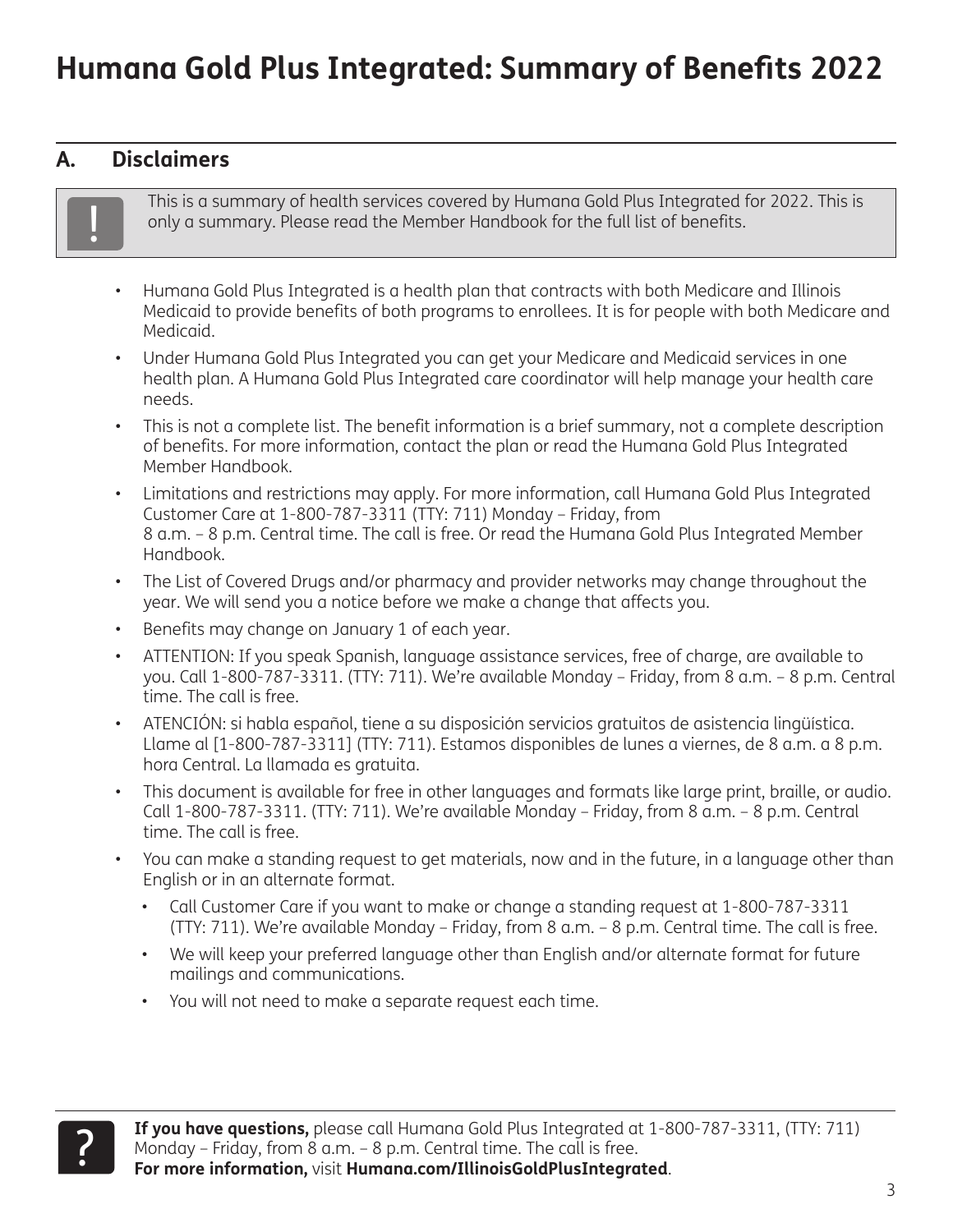# Humana Gold Plus Integrated: Summary of Benefits 2022

## A. Disclaimers

> This is a summary of health services covered by Humana Gold Plus Integrated for 2022. This is only a summary. Please read the Member Handbook for the full list of benefits.

- Humana Gold Plus Integrated is a health plan that contracts with both Medicare and Illinois Medicaid to provide benefits of both programs to enrollees. It is for people with both Medicare and Medicaid.
- Under Humana Gold Plus Integrated you can get your Medicare and Medicaid services in one health plan. A Humana Gold Plus Integrated care coordinator will help manage your health care needs.
- This is not a complete list. The benefit information is a brief summary, not a complete description of benefits. For more information, contact the plan or read the Humana Gold Plus Integrated Member Handbook.
- Limitations and restrictions may apply. For more information, call Humana Gold Plus Integrated Customer Care at 1-800-787-3311 (TTY: 711) Monday – Friday, from 8 a.m. – 8 p.m. Central time. The call is free. Or read the Humana Gold Plus Integrated Member Handbook.
- The List of Covered Drugs and/or pharmacy and provider networks may change throughout the year. We will send you a notice before we make a change that affects you.
- Benefits may change on January 1 of each year.
- ATTENTION: If you speak Spanish, language assistance services, free of charge, are available to you. Call 1-800-787-3311. (TTY: 711). We're available Monday – Friday, from 8 a.m. – 8 p.m. Central time. The call is free.
- ATENCIÓN: si habla español, tiene a su disposición servicios gratuitos de asistencia lingüística. Llame al [1-800-787-3311] (TTY: 711). Estamos disponibles de lunes a viernes, de 8 a.m. a 8 p.m. hora Central. La llamada es gratuita.
- This document is available for free in other languages and formats like large print, braille, or audio. Call 1-800-787-3311. (TTY: 711). We're available Monday – Friday, from 8 a.m. – 8 p.m. Central time. The call is free.
- You can make a standing request to get materials, now and in the future, in a language other than English or in an alternate format.
  - Call Customer Care if you want to make or change a standing request at 1-800-787-3311 (TTY: 711). We're available Monday – Friday, from 8 a.m. – 8 p.m. Central time. The call is free.
  - We will keep your preferred language other than English and/or alternate format for future mailings and communications.
  - You will not need to make a separate request each time.

**If you have questions,** please call Humana Gold Plus Integrated at 1-800-787-3311, (TTY: 711) Monday – Friday, from 8 a.m. – 8 p.m. Central time. The call is free.
**For more information,** visit **Humana.com/IllinoisGoldPlusIntegrated**.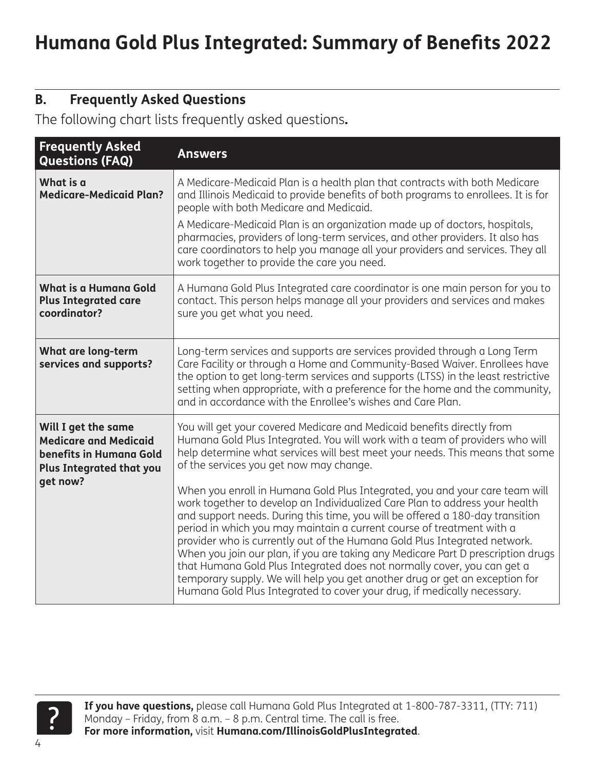# Humana Gold Plus Integrated: Summary of Benefits 2022

## B. Frequently Asked Questions

The following chart lists frequently asked questions.

| Frequently Asked Questions (FAQ) | Answers |
|---|---|
| **What is a Medicare-Medicaid Plan?** | A Medicare-Medicaid Plan is a health plan that contracts with both Medicare and Illinois Medicaid to provide benefits of both programs to enrollees. It is for people with both Medicare and Medicaid.<br><br>A Medicare-Medicaid Plan is an organization made up of doctors, hospitals, pharmacies, providers of long-term services, and other providers. It also has care coordinators to help you manage all your providers and services. They all work together to provide the care you need. |
| **What is a Humana Gold Plus Integrated care coordinator?** | A Humana Gold Plus Integrated care coordinator is one main person for you to contact. This person helps manage all your providers and services and makes sure you get what you need. |
| **What are long-term services and supports?** | Long-term services and supports are services provided through a Long Term Care Facility or through a Home and Community-Based Waiver. Enrollees have the option to get long-term services and supports (LTSS) in the least restrictive setting when appropriate, with a preference for the home and the community, and in accordance with the Enrollee's wishes and Care Plan. |
| **Will I get the same Medicare and Medicaid benefits in Humana Gold Plus Integrated that you get now?** | You will get your covered Medicare and Medicaid benefits directly from Humana Gold Plus Integrated. You will work with a team of providers who will help determine what services will best meet your needs. This means that some of the services you get now may change.<br><br>When you enroll in Humana Gold Plus Integrated, you and your care team will work together to develop an Individualized Care Plan to address your health and support needs. During this time, you will be offered a 180-day transition period in which you may maintain a current course of treatment with a provider who is currently out of the Humana Gold Plus Integrated network. When you join our plan, if you are taking any Medicare Part D prescription drugs that Humana Gold Plus Integrated does not normally cover, you can get a temporary supply. We will help you get another drug or get an exception for Humana Gold Plus Integrated to cover your drug, if medically necessary. |

**If you have questions,** please call Humana Gold Plus Integrated at 1-800-787-3311, (TTY: 711) Monday – Friday, from 8 a.m. – 8 p.m. Central time. The call is free.
**For more information,** visit **Humana.com/IllinoisGoldPlusIntegrated**.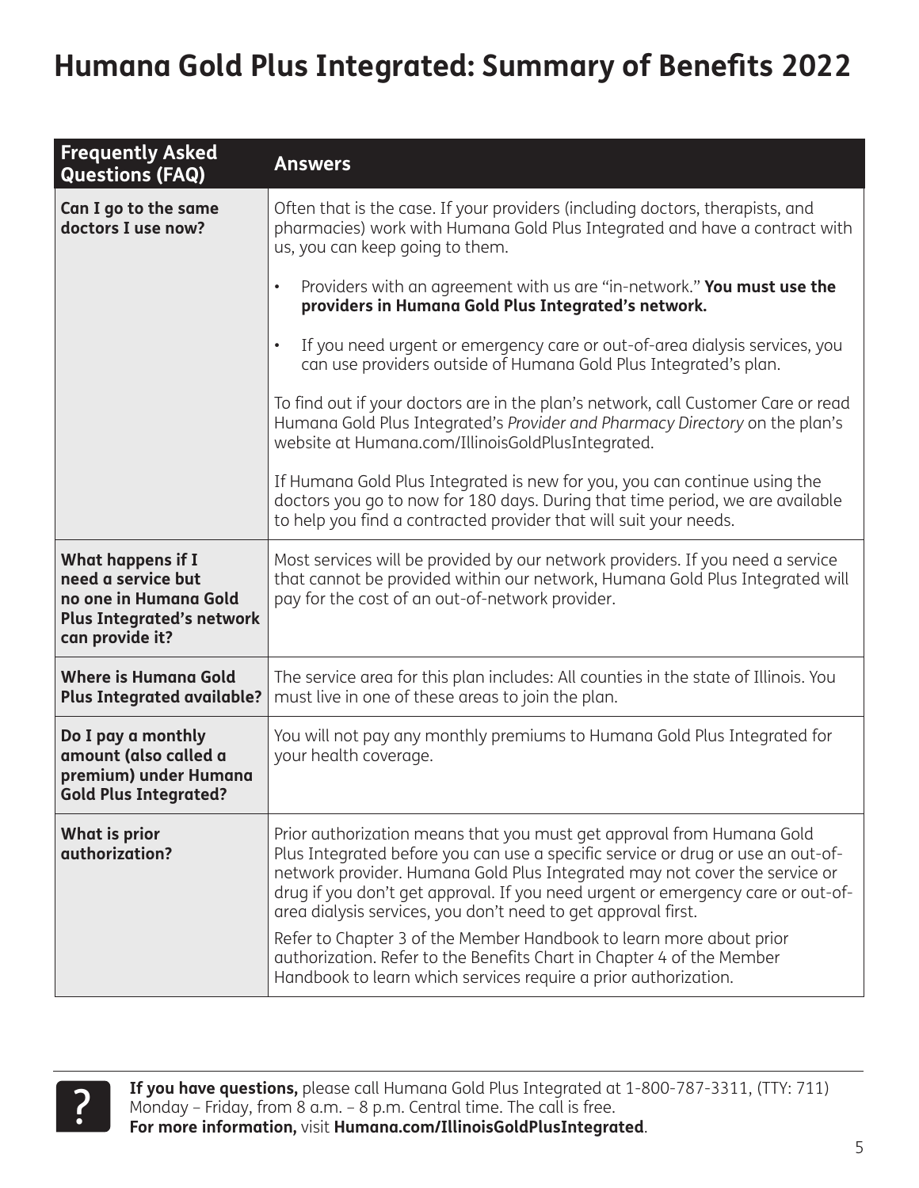# Humana Gold Plus Integrated: Summary of Benefits 2022

| Frequently Asked Questions (FAQ) | Answers |
|---|---|
| **Can I go to the same doctors I use now?** | Often that is the case. If your providers (including doctors, therapists, and pharmacies) work with Humana Gold Plus Integrated and have a contract with us, you can keep going to them.<br><br>• Providers with an agreement with us are "in-network." **You must use the providers in Humana Gold Plus Integrated's network.**<br><br>• If you need urgent or emergency care or out-of-area dialysis services, you can use providers outside of Humana Gold Plus Integrated's plan.<br><br>To find out if your doctors are in the plan's network, call Customer Care or read Humana Gold Plus Integrated's *Provider and Pharmacy Directory* on the plan's website at Humana.com/IllinoisGoldPlusIntegrated.<br><br>If Humana Gold Plus Integrated is new for you, you can continue using the doctors you go to now for 180 days. During that time period, we are available to help you find a contracted provider that will suit your needs. |
| **What happens if I need a service but no one in Humana Gold Plus Integrated's network can provide it?** | Most services will be provided by our network providers. If you need a service that cannot be provided within our network, Humana Gold Plus Integrated will pay for the cost of an out-of-network provider. |
| **Where is Humana Gold Plus Integrated available?** | The service area for this plan includes: All counties in the state of Illinois. You must live in one of these areas to join the plan. |
| **Do I pay a monthly amount (also called a premium) under Humana Gold Plus Integrated?** | You will not pay any monthly premiums to Humana Gold Plus Integrated for your health coverage. |
| **What is prior authorization?** | Prior authorization means that you must get approval from Humana Gold Plus Integrated before you can use a specific service or drug or use an out-of-network provider. Humana Gold Plus Integrated may not cover the service or drug if you don't get approval. If you need urgent or emergency care or out-of-area dialysis services, you don't need to get approval first.<br><br>Refer to Chapter 3 of the Member Handbook to learn more about prior authorization. Refer to the Benefits Chart in Chapter 4 of the Member Handbook to learn which services require a prior authorization. |

**If you have questions,** please call Humana Gold Plus Integrated at 1-800-787-3311, (TTY: 711) Monday – Friday, from 8 a.m. – 8 p.m. Central time. The call is free.
**For more information,** visit **Humana.com/IllinoisGoldPlusIntegrated**.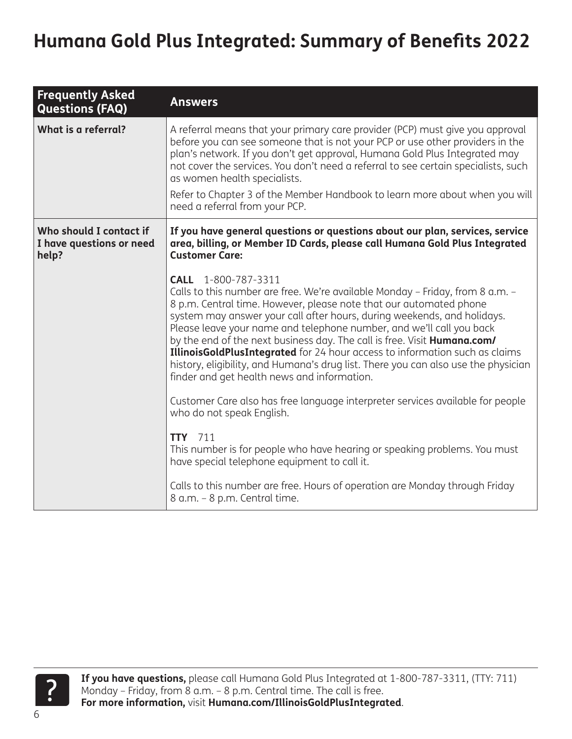# Humana Gold Plus Integrated: Summary of Benefits 2022

| Frequently Asked Questions (FAQ) | Answers |
|---|---|
| **What is a referral?** | A referral means that your primary care provider (PCP) must give you approval before you can see someone that is not your PCP or use other providers in the plan's network. If you don't get approval, Humana Gold Plus Integrated may not cover the services. You don't need a referral to see certain specialists, such as women health specialists.<br><br>Refer to Chapter 3 of the Member Handbook to learn more about when you will need a referral from your PCP. |
| **Who should I contact if I have questions or need help?** | **If you have general questions or questions about our plan, services, service area, billing, or Member ID Cards, please call Humana Gold Plus Integrated Customer Care:**<br><br>**CALL** 1-800-787-3311<br>Calls to this number are free. We're available Monday – Friday, from 8 a.m. – 8 p.m. Central time. However, please note that our automated phone system may answer your call after hours, during weekends, and holidays. Please leave your name and telephone number, and we'll call you back by the end of the next business day. The call is free. Visit **Humana.com/IllinoisGoldPlusIntegrated** for 24 hour access to information such as claims history, eligibility, and Humana's drug list. There you can also use the physician finder and get health news and information.<br><br>Customer Care also has free language interpreter services available for people who do not speak English.<br><br>**TTY** 711<br>This number is for people who have hearing or speaking problems. You must have special telephone equipment to call it.<br><br>Calls to this number are free. Hours of operation are Monday through Friday 8 a.m. – 8 p.m. Central time. |

**If you have questions,** please call Humana Gold Plus Integrated at 1-800-787-3311, (TTY: 711) Monday – Friday, from 8 a.m. – 8 p.m. Central time. The call is free.
**For more information,** visit **Humana.com/IllinoisGoldPlusIntegrated**.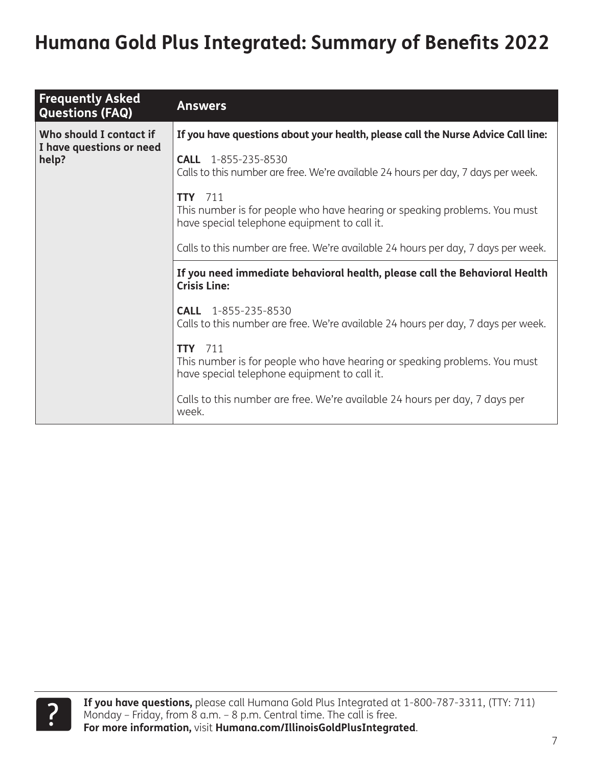# Humana Gold Plus Integrated: Summary of Benefits 2022

| Frequently Asked Questions (FAQ) | Answers |
| --- | --- |
| **Who should I contact if I have questions or need help?** | **If you have questions about your health, please call the Nurse Advice Call line:**<br><br>**CALL** 1-855-235-8530<br>Calls to this number are free. We're available 24 hours per day, 7 days per week.<br><br>**TTY** 711<br>This number is for people who have hearing or speaking problems. You must have special telephone equipment to call it.<br><br>Calls to this number are free. We're available 24 hours per day, 7 days per week. |
| | **If you need immediate behavioral health, please call the Behavioral Health Crisis Line:**<br><br>**CALL** 1-855-235-8530<br>Calls to this number are free. We're available 24 hours per day, 7 days per week.<br><br>**TTY** 711<br>This number is for people who have hearing or speaking problems. You must have special telephone equipment to call it.<br><br>Calls to this number are free. We're available 24 hours per day, 7 days per week. |

**If you have questions,** please call Humana Gold Plus Integrated at 1-800-787-3311, (TTY: 711) Monday – Friday, from 8 a.m. – 8 p.m. Central time. The call is free.
**For more information,** visit **Humana.com/IllinoisGoldPlusIntegrated**.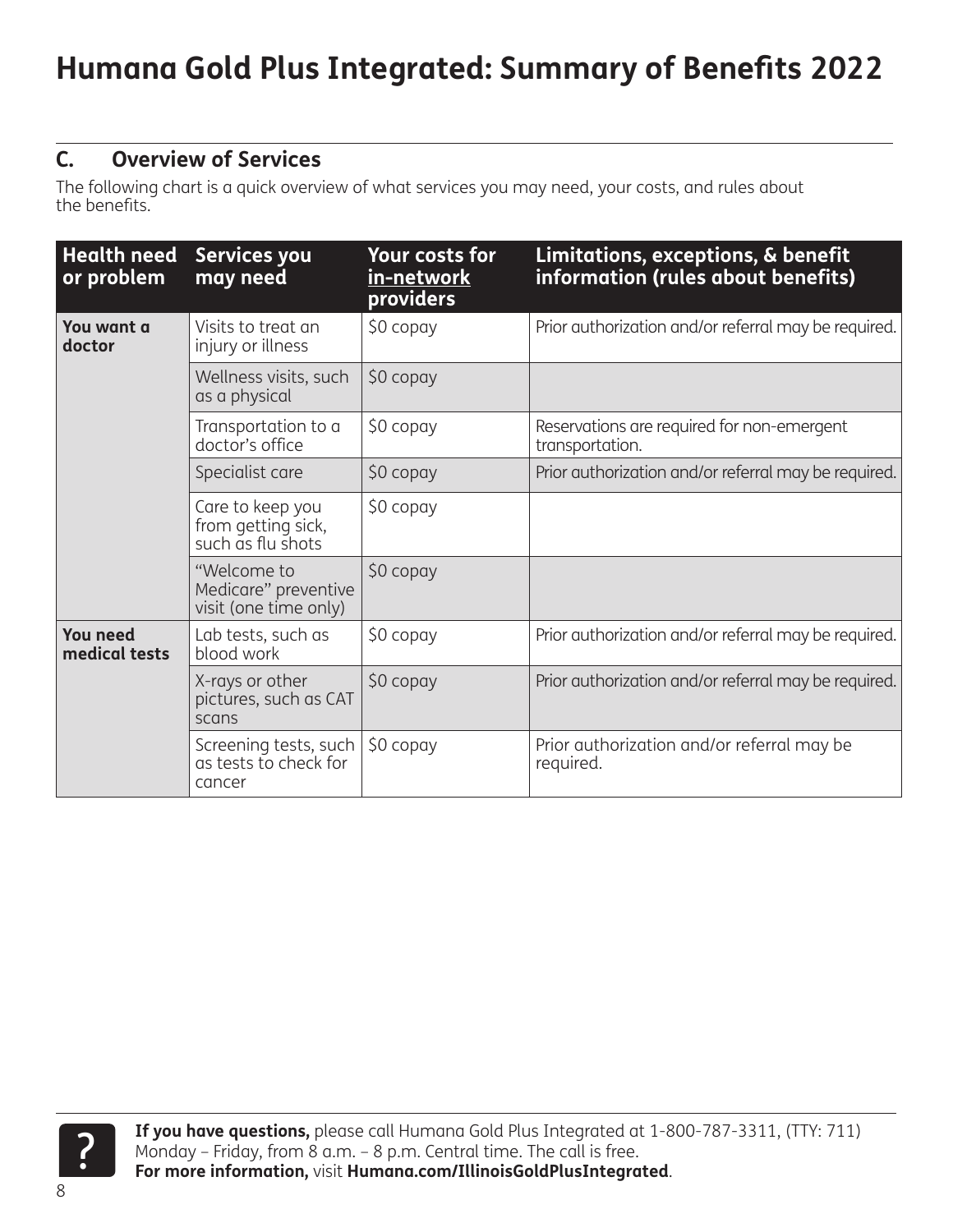## C. Overview of Services

The following chart is a quick overview of what services you may need, your costs, and rules about the benefits.

| Health need or problem | Services you may need | Your costs for in-network providers | Limitations, exceptions, & benefit information (rules about benefits) |
|---|---|---|---|
| **You want a doctor** | Visits to treat an injury or illness | $0 copay | Prior authorization and/or referral may be required. |
| | Wellness visits, such as a physical | $0 copay | |
| | Transportation to a doctor's office | $0 copay | Reservations are required for non-emergent transportation. |
| | Specialist care | $0 copay | Prior authorization and/or referral may be required. |
| | Care to keep you from getting sick, such as flu shots | $0 copay | |
| | "Welcome to Medicare" preventive visit (one time only) | $0 copay | |
| **You need medical tests** | Lab tests, such as blood work | $0 copay | Prior authorization and/or referral may be required. |
| | X-rays or other pictures, such as CAT scans | $0 copay | Prior authorization and/or referral may be required. |
| | Screening tests, such as tests to check for cancer | $0 copay | Prior authorization and/or referral may be required. |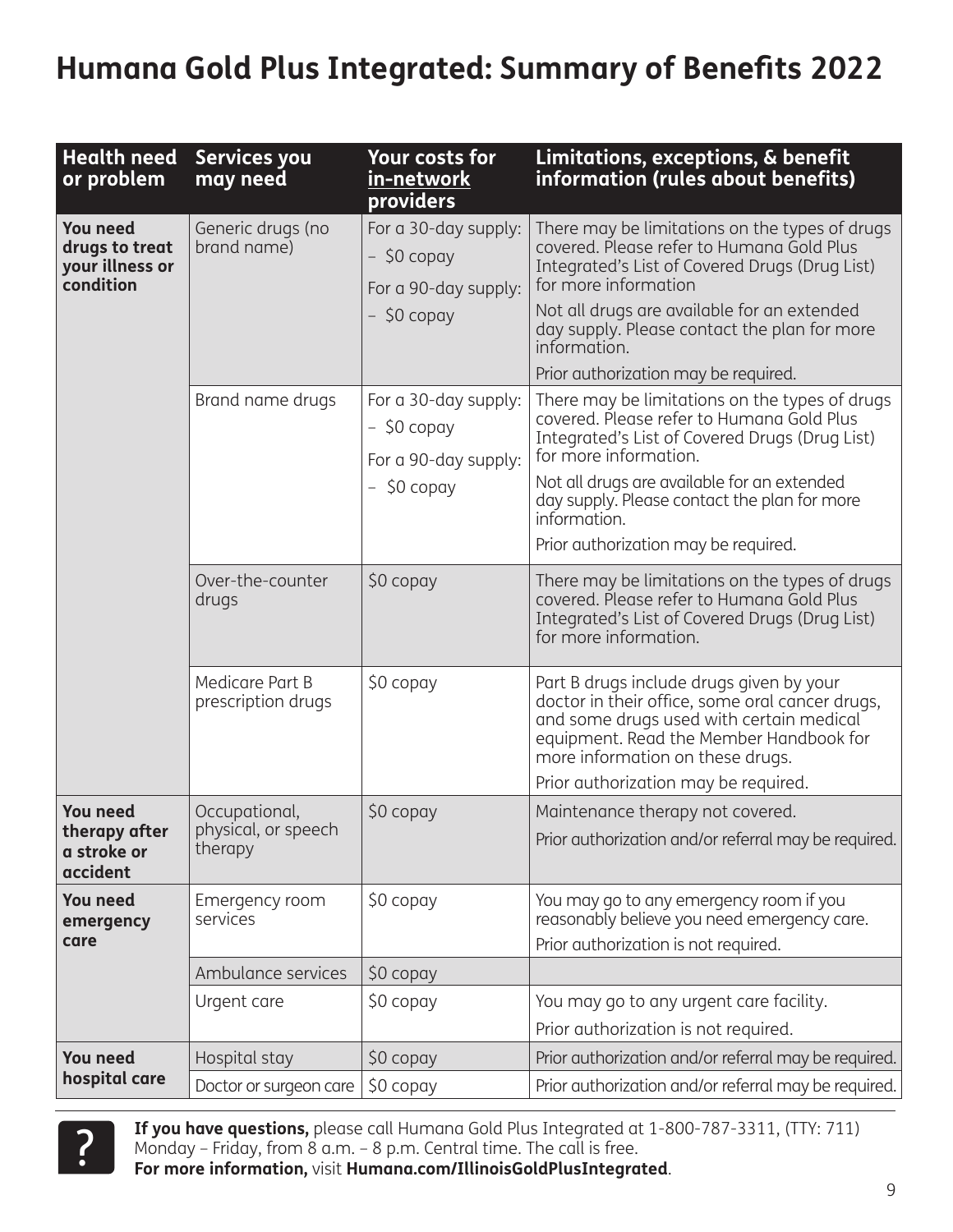# Humana Gold Plus Integrated: Summary of Benefits 2022

| Health need or problem | Services you may need | Your costs for in-network providers | Limitations, exceptions, & benefit information (rules about benefits) |
|---|---|---|---|
| **You need drugs to treat your illness or condition** | Generic drugs (no brand name) | For a 30-day supply: – $0 copay<br>For a 90-day supply: – $0 copay | There may be limitations on the types of drugs covered. Please refer to Humana Gold Plus Integrated's List of Covered Drugs (Drug List) for more information<br>Not all drugs are available for an extended day supply. Please contact the plan for more information.<br>Prior authorization may be required. |
| | Brand name drugs | For a 30-day supply: – $0 copay<br>For a 90-day supply: – $0 copay | There may be limitations on the types of drugs covered. Please refer to Humana Gold Plus Integrated's List of Covered Drugs (Drug List) for more information.<br>Not all drugs are available for an extended day supply. Please contact the plan for more information.<br>Prior authorization may be required. |
| | Over-the-counter drugs | $0 copay | There may be limitations on the types of drugs covered. Please refer to Humana Gold Plus Integrated's List of Covered Drugs (Drug List) for more information. |
| | Medicare Part B prescription drugs | $0 copay | Part B drugs include drugs given by your doctor in their office, some oral cancer drugs, and some drugs used with certain medical equipment. Read the Member Handbook for more information on these drugs.<br>Prior authorization may be required. |
| **You need therapy after a stroke or accident** | Occupational, physical, or speech therapy | $0 copay | Maintenance therapy not covered.<br>Prior authorization and/or referral may be required. |
| **You need emergency care** | Emergency room services | $0 copay | You may go to any emergency room if you reasonably believe you need emergency care.<br>Prior authorization is not required. |
| | Ambulance services | $0 copay | |
| | Urgent care | $0 copay | You may go to any urgent care facility.<br>Prior authorization is not required. |
| **You need hospital care** | Hospital stay | $0 copay | Prior authorization and/or referral may be required. |
| | Doctor or surgeon care | $0 copay | Prior authorization and/or referral may be required. |

**If you have questions,** please call Humana Gold Plus Integrated at 1-800-787-3311, (TTY: 711) Monday – Friday, from 8 a.m. – 8 p.m. Central time. The call is free.
**For more information,** visit **Humana.com/IllinoisGoldPlusIntegrated**.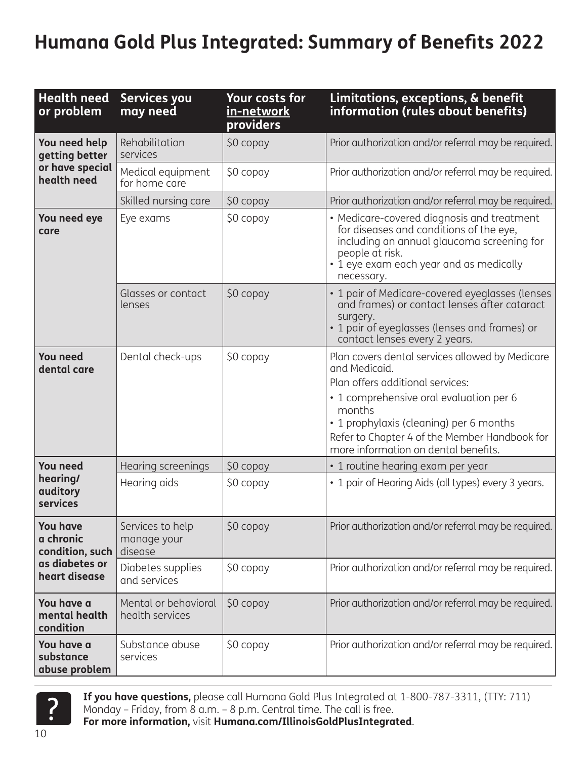# Humana Gold Plus Integrated: Summary of Benefits 2022

| Health need or problem | Services you may need | Your costs for in-network providers | Limitations, exceptions, & benefit information (rules about benefits) |
|---|---|---|---|
| **You need help getting better or have special health need** | Rehabilitation services | $0 copay | Prior authorization and/or referral may be required. |
| | Medical equipment for home care | $0 copay | Prior authorization and/or referral may be required. |
| | Skilled nursing care | $0 copay | Prior authorization and/or referral may be required. |
| **You need eye care** | Eye exams | $0 copay | • Medicare-covered diagnosis and treatment for diseases and conditions of the eye, including an annual glaucoma screening for people at risk.<br>• 1 eye exam each year and as medically necessary. |
| | Glasses or contact lenses | $0 copay | • 1 pair of Medicare-covered eyeglasses (lenses and frames) or contact lenses after cataract surgery.<br>• 1 pair of eyeglasses (lenses and frames) or contact lenses every 2 years. |
| **You need dental care** | Dental check-ups | $0 copay | Plan covers dental services allowed by Medicare and Medicaid.<br>Plan offers additional services:<br>• 1 comprehensive oral evaluation per 6 months<br>• 1 prophylaxis (cleaning) per 6 months<br>Refer to Chapter 4 of the Member Handbook for more information on dental benefits. |
| **You need hearing/ auditory services** | Hearing screenings | $0 copay | • 1 routine hearing exam per year |
| | Hearing aids | $0 copay | • 1 pair of Hearing Aids (all types) every 3 years. |
| **You have a chronic condition, such as diabetes or heart disease** | Services to help manage your disease | $0 copay | Prior authorization and/or referral may be required. |
| | Diabetes supplies and services | $0 copay | Prior authorization and/or referral may be required. |
| **You have a mental health condition** | Mental or behavioral health services | $0 copay | Prior authorization and/or referral may be required. |
| **You have a substance abuse problem** | Substance abuse services | $0 copay | Prior authorization and/or referral may be required. |

**If you have questions,** please call Humana Gold Plus Integrated at 1-800-787-3311, (TTY: 711) Monday – Friday, from 8 a.m. – 8 p.m. Central time. The call is free.
**For more information,** visit **Humana.com/IllinoisGoldPlusIntegrated**.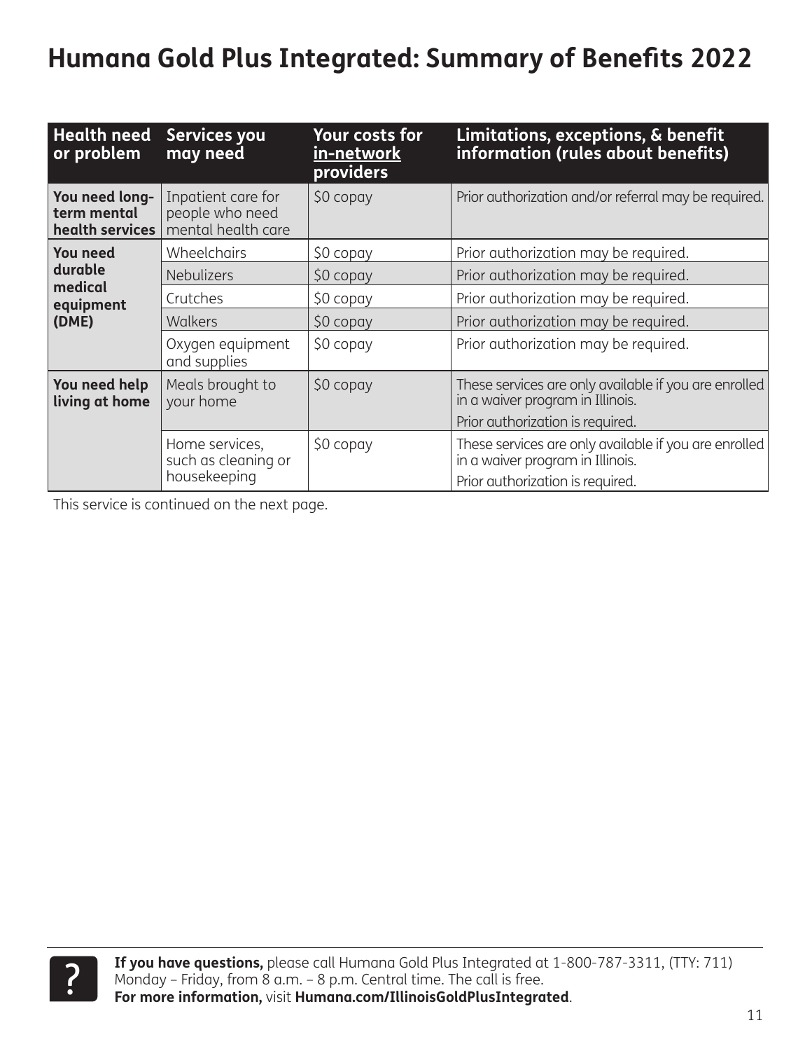# Humana Gold Plus Integrated: Summary of Benefits 2022

| Health need or problem | Services you may need | Your costs for in-network providers | Limitations, exceptions, & benefit information (rules about benefits) |
|---|---|---|---|
| **You need long-term mental health services** | Inpatient care for people who need mental health care | $0 copay | Prior authorization and/or referral may be required. |
| **You need durable medical equipment (DME)** | Wheelchairs | $0 copay | Prior authorization may be required. |
| | Nebulizers | $0 copay | Prior authorization may be required. |
| | Crutches | $0 copay | Prior authorization may be required. |
| | Walkers | $0 copay | Prior authorization may be required. |
| | Oxygen equipment and supplies | $0 copay | Prior authorization may be required. |
| **You need help living at home** | Meals brought to your home | $0 copay | These services are only available if you are enrolled in a waiver program in Illinois.<br>Prior authorization is required. |
| | Home services, such as cleaning or housekeeping | $0 copay | These services are only available if you are enrolled in a waiver program in Illinois.<br>Prior authorization is required. |

This service is continued on the next page.

**If you have questions,** please call Humana Gold Plus Integrated at 1-800-787-3311, (TTY: 711) Monday – Friday, from 8 a.m. – 8 p.m. Central time. The call is free.
**For more information,** visit **Humana.com/IllinoisGoldPlusIntegrated**.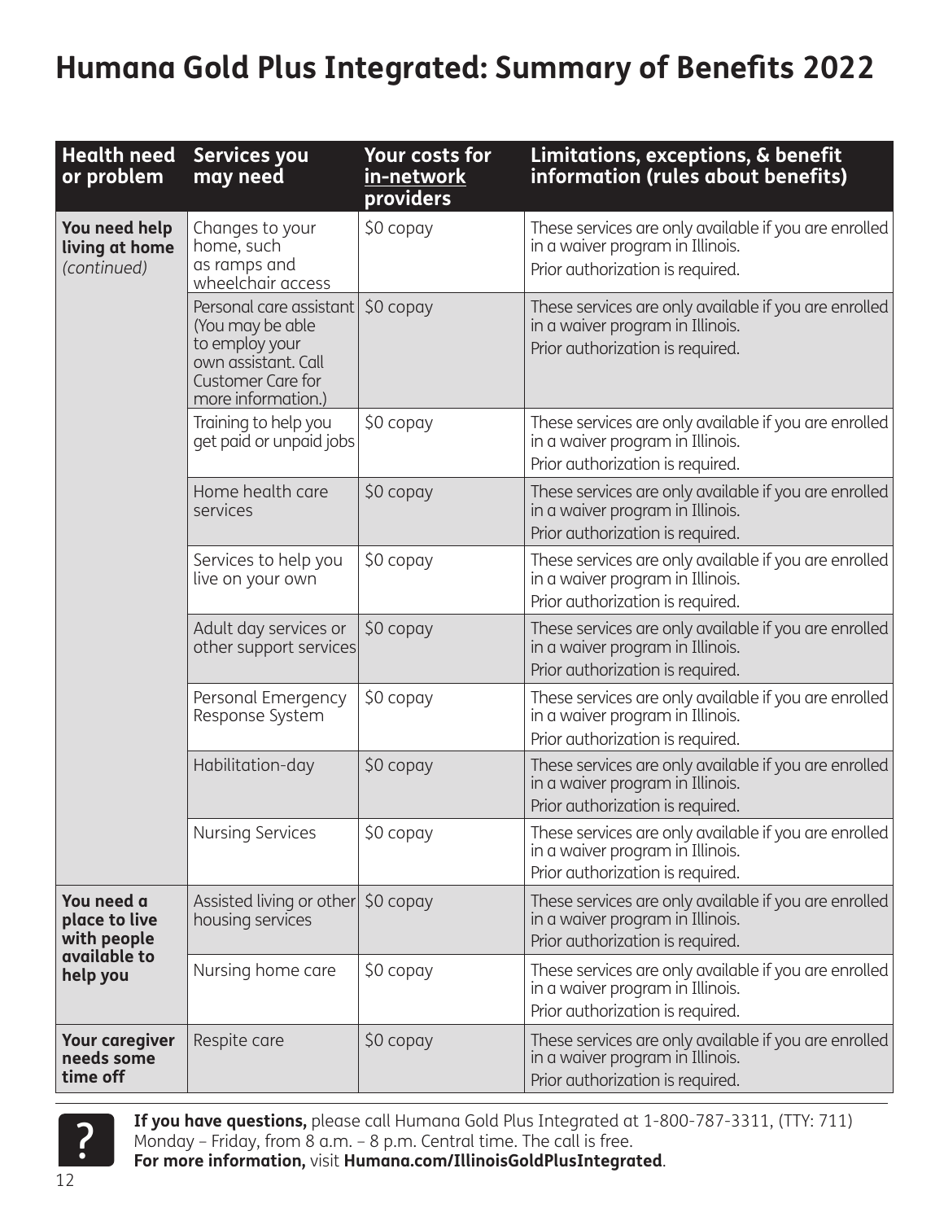# Humana Gold Plus Integrated: Summary of Benefits 2022

| Health need or problem | Services you may need | Your costs for in-network providers | Limitations, exceptions, & benefit information (rules about benefits) |
|---|---|---|---|
| **You need help living at home** *(continued)* | Changes to your home, such as ramps and wheelchair access | $0 copay | These services are only available if you are enrolled in a waiver program in Illinois.<br>Prior authorization is required. |
| | Personal care assistant (You may be able to employ your own assistant. Call Customer Care for more information.) | $0 copay | These services are only available if you are enrolled in a waiver program in Illinois.<br>Prior authorization is required. |
| | Training to help you get paid or unpaid jobs | $0 copay | These services are only available if you are enrolled in a waiver program in Illinois.<br>Prior authorization is required. |
| | Home health care services | $0 copay | These services are only available if you are enrolled in a waiver program in Illinois.<br>Prior authorization is required. |
| | Services to help you live on your own | $0 copay | These services are only available if you are enrolled in a waiver program in Illinois.<br>Prior authorization is required. |
| | Adult day services or other support services | $0 copay | These services are only available if you are enrolled in a waiver program in Illinois.<br>Prior authorization is required. |
| | Personal Emergency Response System | $0 copay | These services are only available if you are enrolled in a waiver program in Illinois.<br>Prior authorization is required. |
| | Habilitation-day | $0 copay | These services are only available if you are enrolled in a waiver program in Illinois.<br>Prior authorization is required. |
| | Nursing Services | $0 copay | These services are only available if you are enrolled in a waiver program in Illinois.<br>Prior authorization is required. |
| **You need a place to live with people available to help you** | Assisted living or other housing services | $0 copay | These services are only available if you are enrolled in a waiver program in Illinois.<br>Prior authorization is required. |
| | Nursing home care | $0 copay | These services are only available if you are enrolled in a waiver program in Illinois.<br>Prior authorization is required. |
| **Your caregiver needs some time off** | Respite care | $0 copay | These services are only available if you are enrolled in a waiver program in Illinois.<br>Prior authorization is required. |

**If you have questions,** please call Humana Gold Plus Integrated at 1-800-787-3311, (TTY: 711) Monday – Friday, from 8 a.m. – 8 p.m. Central time. The call is free.
**For more information,** visit **Humana.com/IllinoisGoldPlusIntegrated**.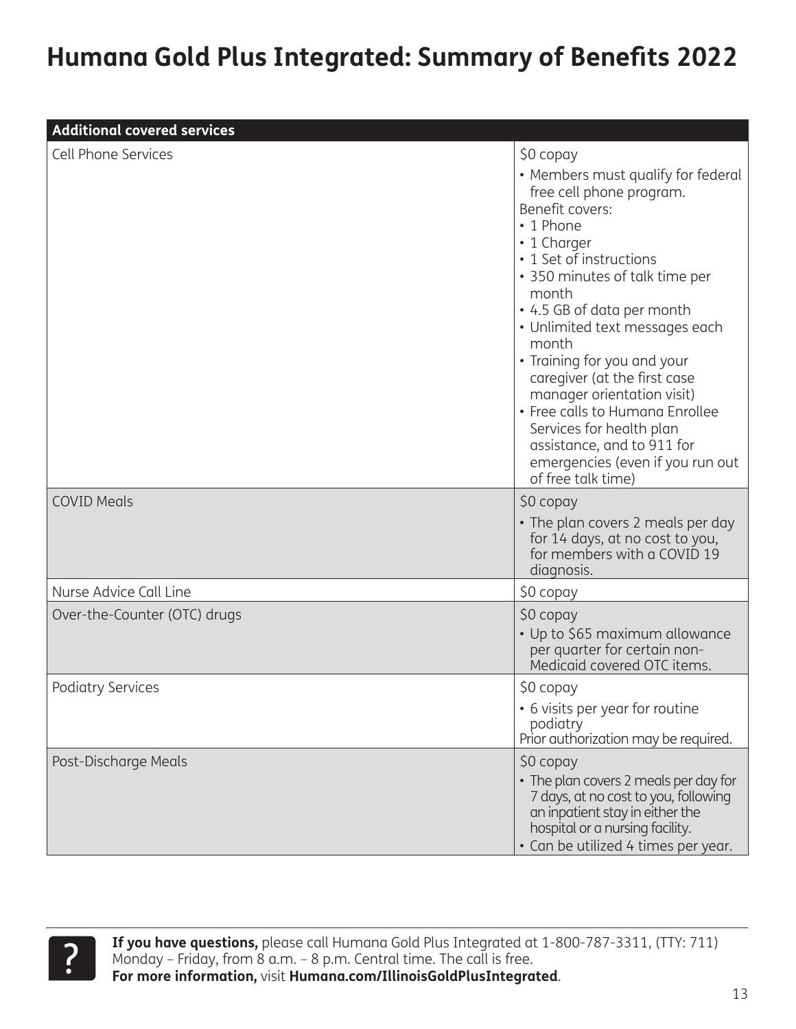# Humana Gold Plus Integrated: Summary of Benefits 2022

| Additional covered services | |
|---|---|
| Cell Phone Services | $0 copay<br>• Members must qualify for federal free cell phone program.<br>Benefit covers:<br>• 1 Phone<br>• 1 Charger<br>• 1 Set of instructions<br>• 350 minutes of talk time per month<br>• 4.5 GB of data per month<br>• Unlimited text messages each month<br>• Training for you and your caregiver (at the first case manager orientation visit)<br>• Free calls to Humana Enrollee Services for health plan assistance, and to 911 for emergencies (even if you run out of free talk time) |
| COVID Meals | $0 copay<br>• The plan covers 2 meals per day for 14 days, at no cost to you, for members with a COVID 19 diagnosis. |
| Nurse Advice Call Line | $0 copay |
| Over-the-Counter (OTC) drugs | $0 copay<br>• Up to $65 maximum allowance per quarter for certain non-Medicaid covered OTC items. |
| Podiatry Services | $0 copay<br>• 6 visits per year for routine podiatry<br>Prior authorization may be required. |
| Post-Discharge Meals | $0 copay<br>• The plan covers 2 meals per day for 7 days, at no cost to you, following an inpatient stay in either the hospital or a nursing facility.<br>• Can be utilized 4 times per year. |

**If you have questions,** please call Humana Gold Plus Integrated at 1-800-787-3311, (TTY: 711) Monday – Friday, from 8 a.m. – 8 p.m. Central time. The call is free.
**For more information,** visit **Humana.com/IllinoisGoldPlusIntegrated**.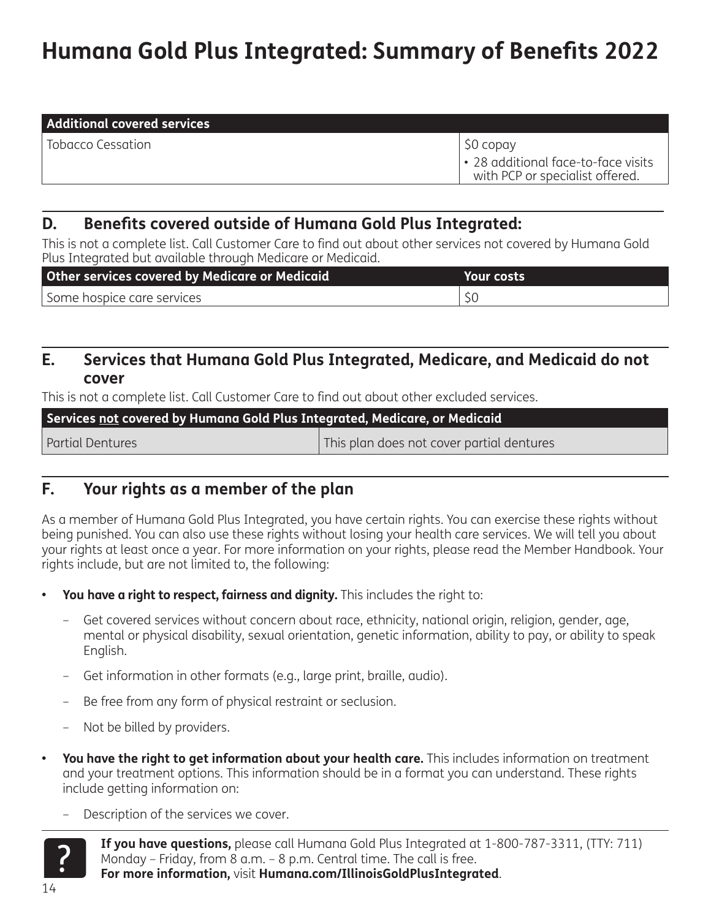| Additional covered services | |
| --- | --- |
| Tobacco Cessation | $0 copay<br>• 28 additional face-to-face visits with PCP or specialist offered. |

## D. Benefits covered outside of Humana Gold Plus Integrated:

This is not a complete list. Call Customer Care to find out about other services not covered by Humana Gold Plus Integrated but available through Medicare or Medicaid.

| Other services covered by Medicare or Medicaid | Your costs |
| --- | --- |
| Some hospice care services | $0 |

## E. Services that Humana Gold Plus Integrated, Medicare, and Medicaid do not cover

This is not a complete list. Call Customer Care to find out about other excluded services.

| Services not covered by Humana Gold Plus Integrated, Medicare, or Medicaid | |
| --- | --- |
| Partial Dentures | This plan does not cover partial dentures |

## F. Your rights as a member of the plan

As a member of Humana Gold Plus Integrated, you have certain rights. You can exercise these rights without being punished. You can also use these rights without losing your health care services. We will tell you about your rights at least once a year. For more information on your rights, please read the Member Handbook. Your rights include, but are not limited to, the following:

- **You have a right to respect, fairness and dignity.** This includes the right to:
  - Get covered services without concern about race, ethnicity, national origin, religion, gender, age, mental or physical disability, sexual orientation, genetic information, ability to pay, or ability to speak English.
  - Get information in other formats (e.g., large print, braille, audio).
  - Be free from any form of physical restraint or seclusion.
  - Not be billed by providers.
- **You have the right to get information about your health care.** This includes information on treatment and your treatment options. This information should be in a format you can understand. These rights include getting information on:
  - Description of the services we cover.

**If you have questions,** please call Humana Gold Plus Integrated at 1-800-787-3311, (TTY: 711) Monday – Friday, from 8 a.m. – 8 p.m. Central time. The call is free.
**For more information,** visit **Humana.com/IllinoisGoldPlusIntegrated**.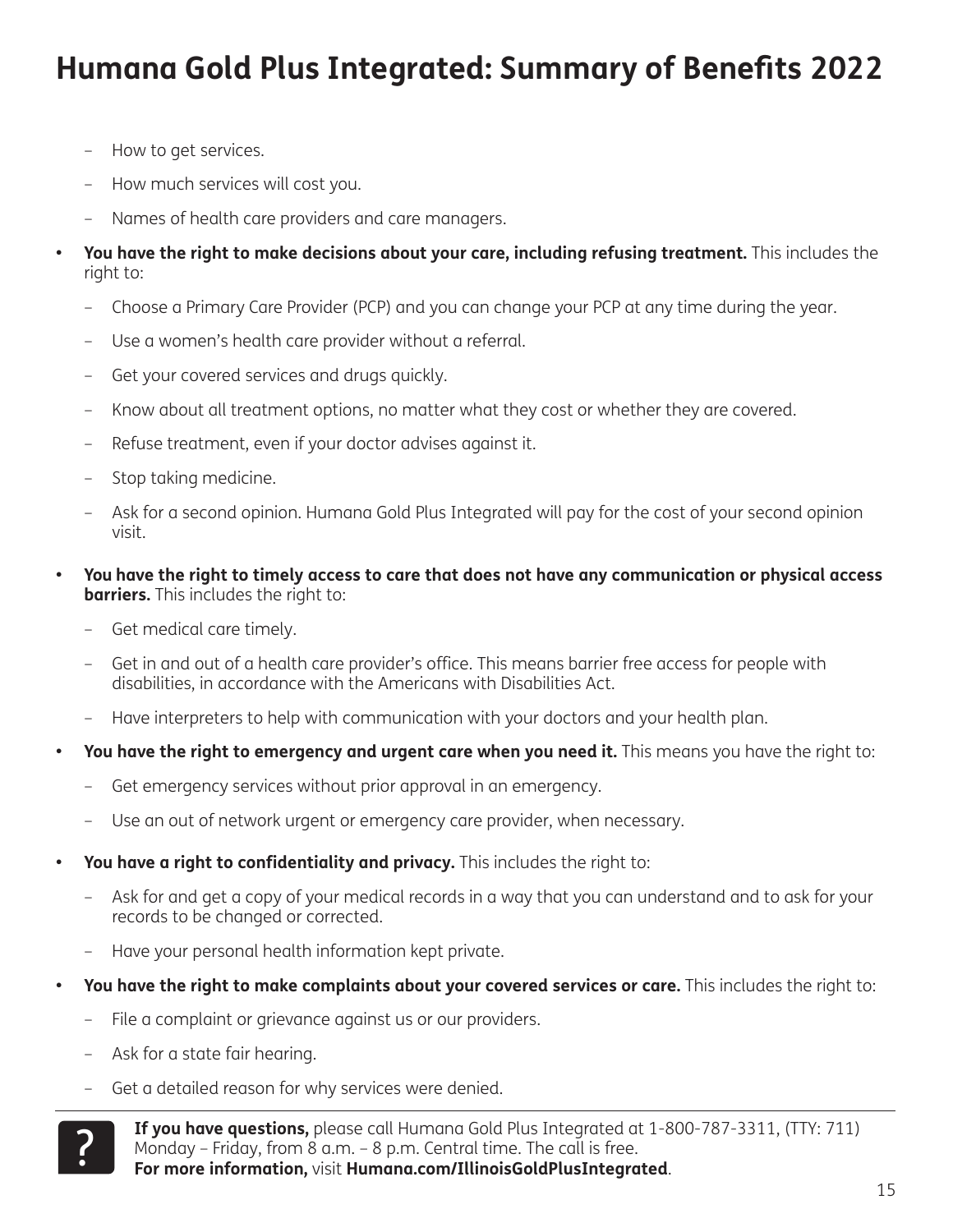# Humana Gold Plus Integrated: Summary of Benefits 2022

  - How to get services.
  - How much services will cost you.
  - Names of health care providers and care managers.
- **You have the right to make decisions about your care, including refusing treatment.** This includes the right to:
  - Choose a Primary Care Provider (PCP) and you can change your PCP at any time during the year.
  - Use a women's health care provider without a referral.
  - Get your covered services and drugs quickly.
  - Know about all treatment options, no matter what they cost or whether they are covered.
  - Refuse treatment, even if your doctor advises against it.
  - Stop taking medicine.
  - Ask for a second opinion. Humana Gold Plus Integrated will pay for the cost of your second opinion visit.
- **You have the right to timely access to care that does not have any communication or physical access barriers.** This includes the right to:
  - Get medical care timely.
  - Get in and out of a health care provider's office. This means barrier free access for people with disabilities, in accordance with the Americans with Disabilities Act.
  - Have interpreters to help with communication with your doctors and your health plan.
- **You have the right to emergency and urgent care when you need it.** This means you have the right to:
  - Get emergency services without prior approval in an emergency.
  - Use an out of network urgent or emergency care provider, when necessary.
- **You have a right to confidentiality and privacy.** This includes the right to:
  - Ask for and get a copy of your medical records in a way that you can understand and to ask for your records to be changed or corrected.
  - Have your personal health information kept private.
- **You have the right to make complaints about your covered services or care.** This includes the right to:
  - File a complaint or grievance against us or our providers.
  - Ask for a state fair hearing.
  - Get a detailed reason for why services were denied.

**If you have questions,** please call Humana Gold Plus Integrated at 1-800-787-3311, (TTY: 711) Monday – Friday, from 8 a.m. – 8 p.m. Central time. The call is free.
**For more information,** visit **Humana.com/IllinoisGoldPlusIntegrated**.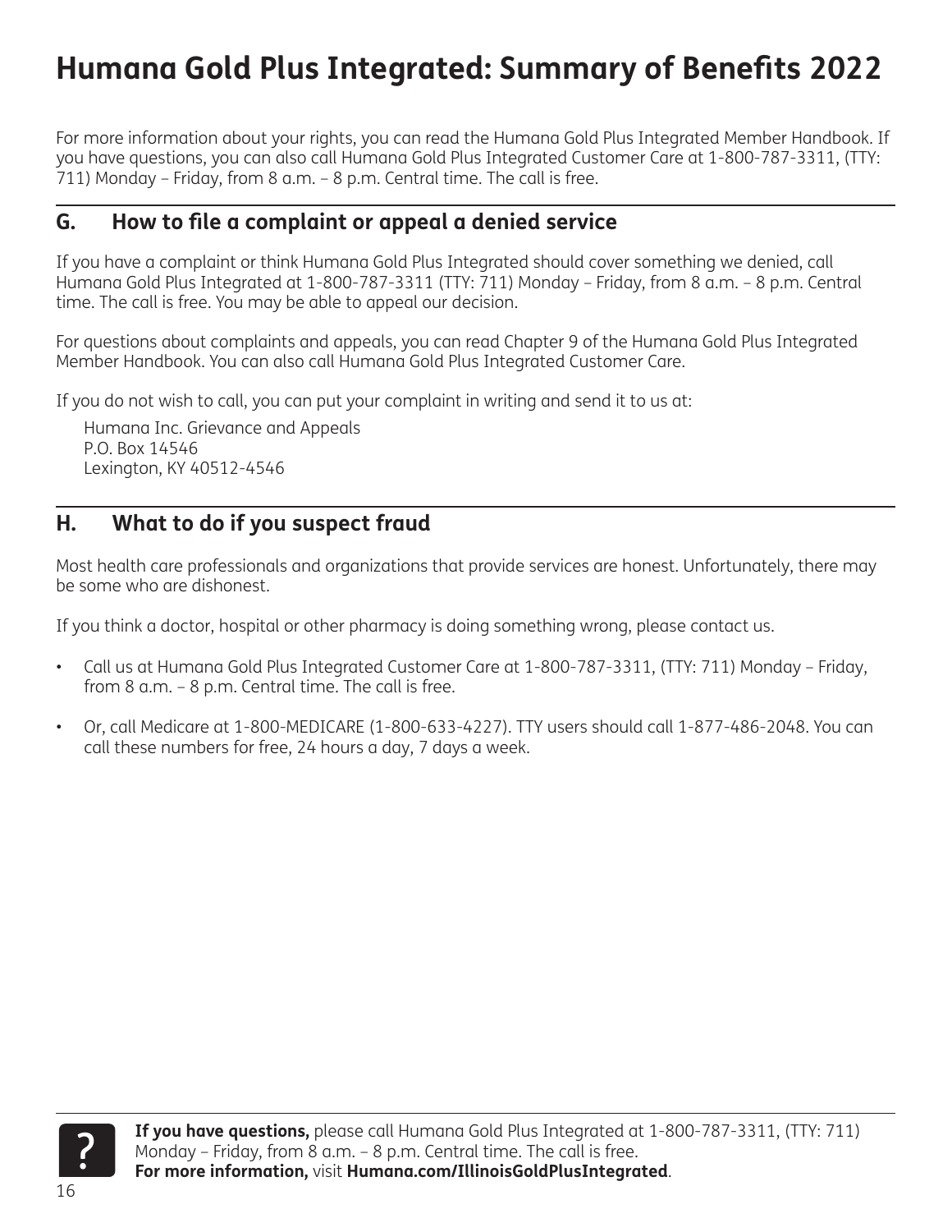# Humana Gold Plus Integrated: Summary of Benefits 2022

For more information about your rights, you can read the Humana Gold Plus Integrated Member Handbook. If you have questions, you can also call Humana Gold Plus Integrated Customer Care at 1-800-787-3311, (TTY: 711) Monday – Friday, from 8 a.m. – 8 p.m. Central time. The call is free.

## G. How to file a complaint or appeal a denied service

If you have a complaint or think Humana Gold Plus Integrated should cover something we denied, call Humana Gold Plus Integrated at 1-800-787-3311 (TTY: 711) Monday – Friday, from 8 a.m. – 8 p.m. Central time. The call is free. You may be able to appeal our decision.

For questions about complaints and appeals, you can read Chapter 9 of the Humana Gold Plus Integrated Member Handbook. You can also call Humana Gold Plus Integrated Customer Care.

If you do not wish to call, you can put your complaint in writing and send it to us at:

Humana Inc. Grievance and Appeals
P.O. Box 14546
Lexington, KY 40512-4546

## H. What to do if you suspect fraud

Most health care professionals and organizations that provide services are honest. Unfortunately, there may be some who are dishonest.

If you think a doctor, hospital or other pharmacy is doing something wrong, please contact us.

- Call us at Humana Gold Plus Integrated Customer Care at 1-800-787-3311, (TTY: 711) Monday – Friday, from 8 a.m. – 8 p.m. Central time. The call is free.
- Or, call Medicare at 1-800-MEDICARE (1-800-633-4227). TTY users should call 1-877-486-2048. You can call these numbers for free, 24 hours a day, 7 days a week.

**If you have questions,** please call Humana Gold Plus Integrated at 1-800-787-3311, (TTY: 711) Monday – Friday, from 8 a.m. – 8 p.m. Central time. The call is free.
**For more information,** visit **Humana.com/IllinoisGoldPlusIntegrated**.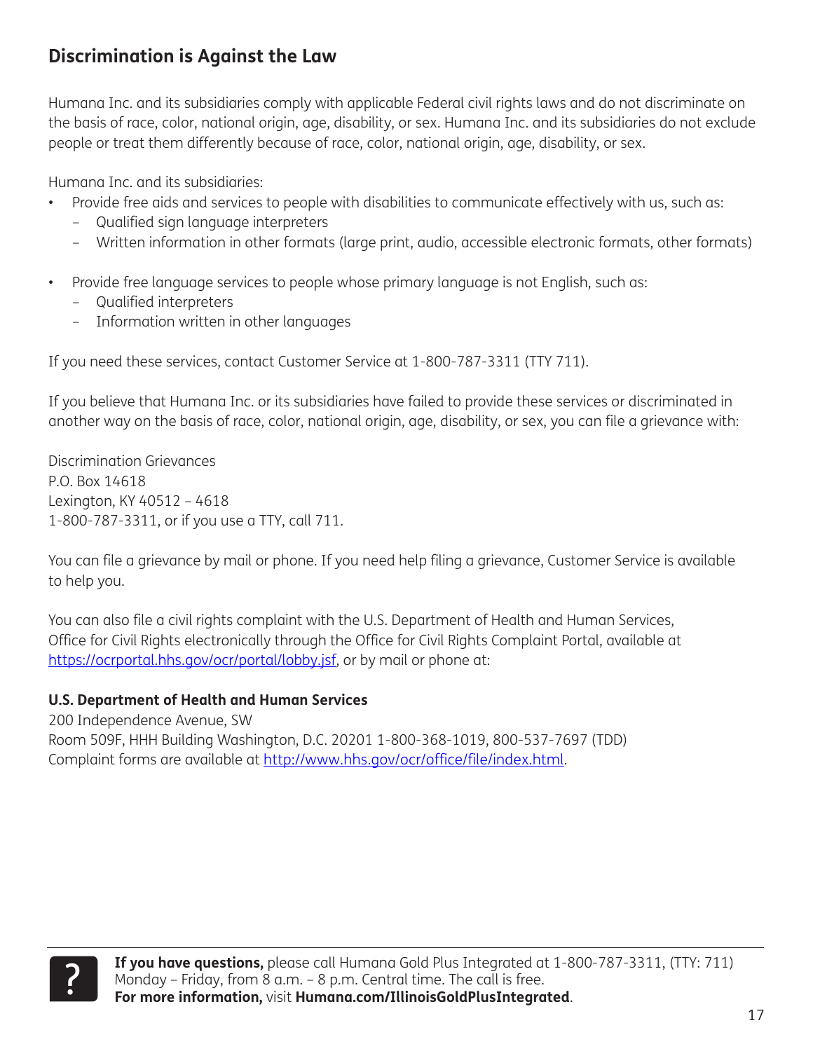## Discrimination is Against the Law

Humana Inc. and its subsidiaries comply with applicable Federal civil rights laws and do not discriminate on the basis of race, color, national origin, age, disability, or sex. Humana Inc. and its subsidiaries do not exclude people or treat them differently because of race, color, national origin, age, disability, or sex.

Humana Inc. and its subsidiaries:

- Provide free aids and services to people with disabilities to communicate effectively with us, such as:
  - Qualified sign language interpreters
  - Written information in other formats (large print, audio, accessible electronic formats, other formats)
- Provide free language services to people whose primary language is not English, such as:
  - Qualified interpreters
  - Information written in other languages

If you need these services, contact Customer Service at 1-800-787-3311 (TTY 711).

If you believe that Humana Inc. or its subsidiaries have failed to provide these services or discriminated in another way on the basis of race, color, national origin, age, disability, or sex, you can file a grievance with:

Discrimination Grievances
P.O. Box 14618
Lexington, KY 40512 – 4618
1-800-787-3311, or if you use a TTY, call 711.

You can file a grievance by mail or phone. If you need help filing a grievance, Customer Service is available to help you.

You can also file a civil rights complaint with the U.S. Department of Health and Human Services, Office for Civil Rights electronically through the Office for Civil Rights Complaint Portal, available at https://ocrportal.hhs.gov/ocr/portal/lobby.jsf, or by mail or phone at:

**U.S. Department of Health and Human Services**
200 Independence Avenue, SW
Room 509F, HHH Building Washington, D.C. 20201 1-800-368-1019, 800-537-7697 (TDD)
Complaint forms are available at http://www.hhs.gov/ocr/office/file/index.html.

**If you have questions,** please call Humana Gold Plus Integrated at 1-800-787-3311, (TTY: 711) Monday – Friday, from 8 a.m. – 8 p.m. Central time. The call is free.
**For more information,** visit **Humana.com/IllinoisGoldPlusIntegrated**.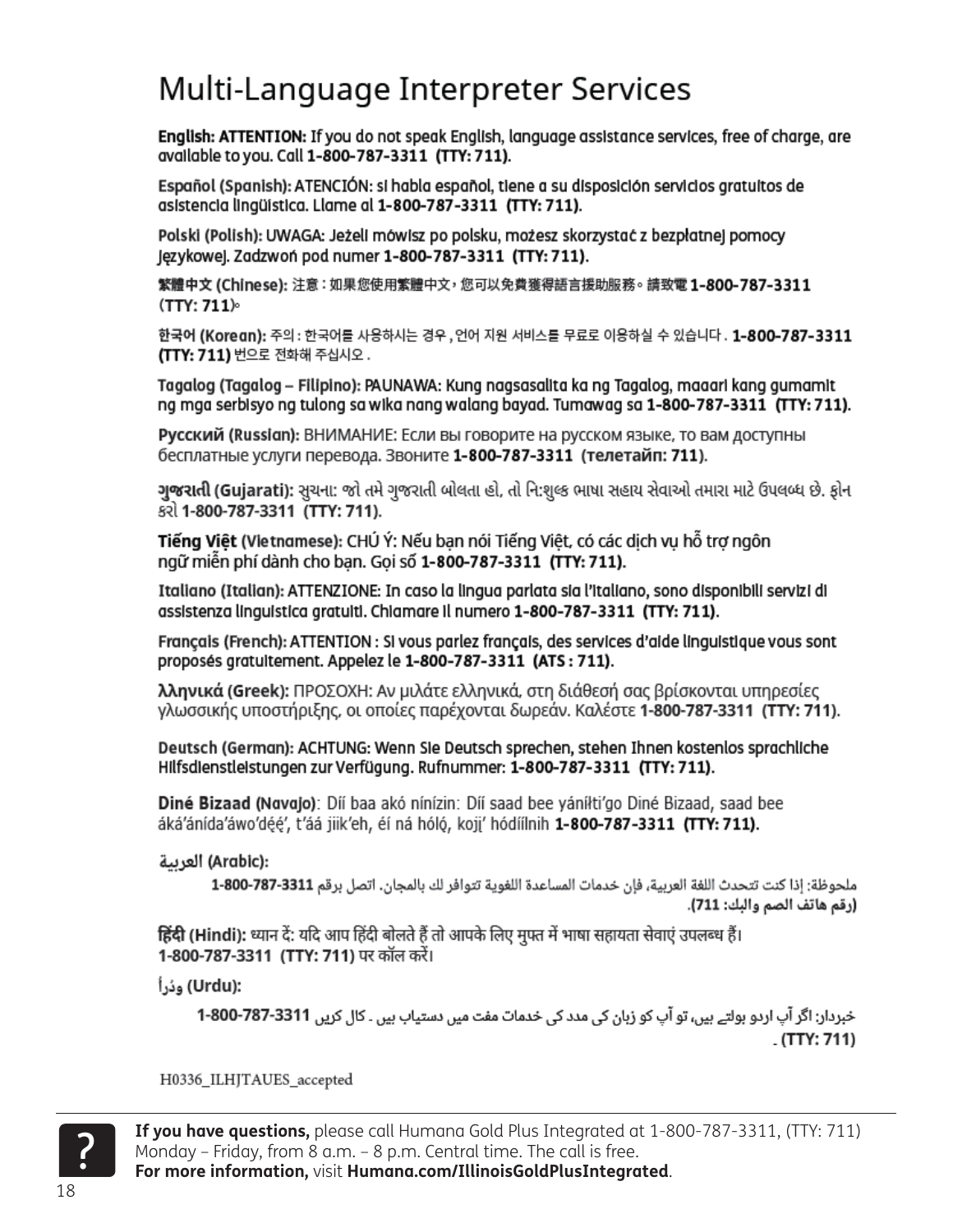# Multi-Language Interpreter Services

**English: ATTENTION:** If you do not speak English, language assistance services, free of charge, are available to you. Call **1-800-787-3311 (TTY: 711).**

**Español (Spanish):** ATENCIÓN: si habla español, tiene a su disposición servicios gratuitos de asistencia lingüística. Llame al **1-800-787-3311 (TTY: 711).**

**Polski (Polish):** UWAGA: Jeżeli mówisz po polsku, możesz skorzystać z bezpłatnej pomocy językowej. Zadzwoń pod numer **1-800-787-3311 (TTY: 711).**

**繁體中文 (Chinese):** 注意：如果您使用繁體中文，您可以免費獲得語言援助服務。請致電 **1-800-787-3311 (TTY: 711)**。

**한국어 (Korean):** 주의 : 한국어를 사용하시는 경우 , 언어 지원 서비스를 무료로 이용하실 수 있습니다 . **1-800-787-3311 (TTY: 711)** 번으로 전화해 주십시오 .

**Tagalog (Tagalog – Filipino):** PAUNAWA: Kung nagsasalita ka ng Tagalog, maaari kang gumamit ng mga serbisyo ng tulong sa wika nang walang bayad. Tumawag sa **1-800-787-3311 (TTY: 711).**

**Русский (Russian):** ВНИМАНИЕ: Если вы говорите на русском языке, то вам доступны бесплатные услуги перевода. Звоните **1-800-787-3311 (телетайп: 711).**

**ગુજરાતી (Gujarati):** સુચના: જો તમે ગુજરાતી બોલતા હો, તો નિ:શુલ્ક ભાષા સહાય સેવાઓ તમારા માટે ઉપલબ્ધ છે. ફોન કરો **1-800-787-3311 (TTY: 711).**

**Tiếng Việt (Vietnamese):** CHÚ Ý: Nếu bạn nói Tiếng Việt, có các dịch vụ hỗ trợ ngôn ngữ miễn phí dành cho bạn. Gọi số **1-800-787-3311 (TTY: 711).**

**Italiano (Italian):** ATTENZIONE: In caso la lingua parlata sia l'italiano, sono disponibili servizi di assistenza linguistica gratuiti. Chiamare il numero **1-800-787-3311 (TTY: 711).**

**Français (French):** ATTENTION : Si vous parlez français, des services d'aide linguistique vous sont proposés gratuitement. Appelez le **1-800-787-3311 (ATS : 711).**

**λληνικά (Greek):** ΠΡΟΣΟΧΗ: Αν μιλάτε ελληνικά, στη διάθεσή σας βρίσκονται υπηρεσίες γλωσσικής υποστήριξης, οι οποίες παρέχονται δωρεάν. Καλέστε **1-800-787-3311 (TTY: 711).**

**Deutsch (German):** ACHTUNG: Wenn Sie Deutsch sprechen, stehen Ihnen kostenlos sprachliche Hilfsdienstleistungen zur Verfügung. Rufnummer: **1-800-787-3311 (TTY: 711).**

**Diné Bizaad (Navajo):** Díí baa akó nínízin: Díí saad bee yáníłti'go Diné Bizaad, saad bee áká'ánída'áwo'dę́ę́', t'áá jiik'eh, éí ná hólǫ́, kojį' hódíílnih **1-800-787-3311 (TTY: 711).**

**العربية (Arabic):**

ملحوظة: إذا كنت تتحدث اللغة العربية، فإن خدمات المساعدة اللغوية تتوافر لك بالمجان. اتصل برقم **1-800-787-3311** **(رقم هاتف الصم والبكم: 711).**

**हिंदी (Hindi):** ध्यान दें: यदि आप हिंदी बोलते हैं तो आपके लिए मुफ्त में भाषा सहायता सेवाएं उपलब्ध हैं। **1-800-787-3311 (TTY: 711)** पर कॉल करें।

**اُردو (Urdu):**

خبردار: اگر آپ اردو بولتے ہیں، تو آپ کو زبان کی مدد کی خدمات مفت میں دستیاب ہیں ۔ کال کریں **1-800-787-3311** **(TTY: 711)** ۔

H0336_ILHJTAUES_accepted

**If you have questions,** please call Humana Gold Plus Integrated at 1-800-787-3311, (TTY: 711) Monday – Friday, from 8 a.m. – 8 p.m. Central time. The call is free.
**For more information,** visit **Humana.com/IllinoisGoldPlusIntegrated**.